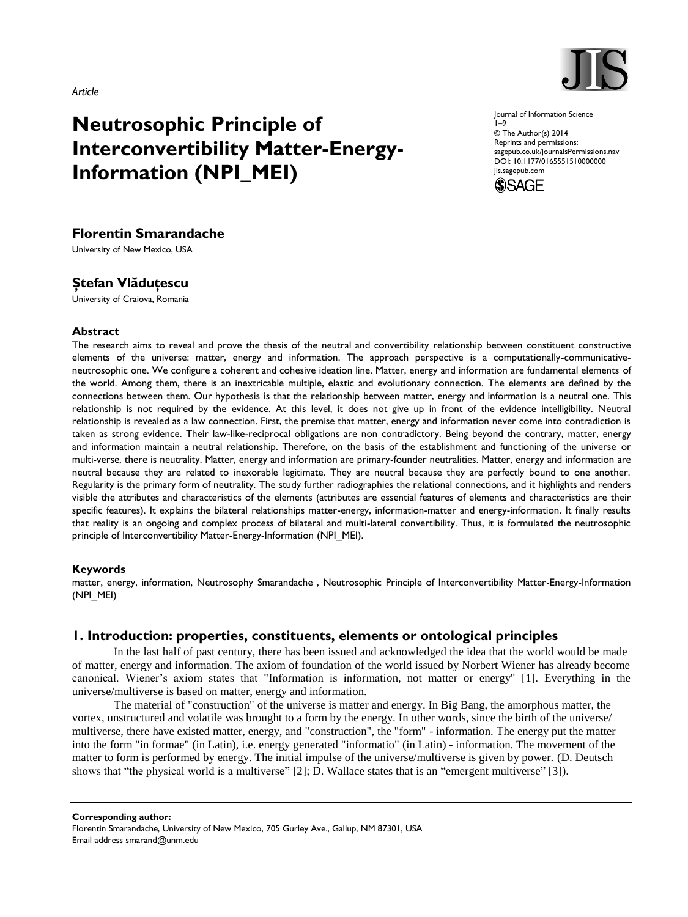*Article*

# Neutrosophic Principle of Interconvertibility Matter-Energy-Information (NPI_MEI)

Journal of Information Science
1–9
© The Author(s) 2014
Reprints and permissions:
sagepub.co.uk/journalsPermissions.nav
DOI: 10.1177/0165551510000000
jis.sagepub.com

**Florentin Smarandache**
University of New Mexico, USA

**Ștefan Vlăduțescu**
University of Craiova, Romania

### Abstract

The research aims to reveal and prove the thesis of the neutral and convertibility relationship between constituent constructive elements of the universe: matter, energy and information. The approach perspective is a computationally-communicative-neutrosophic one. We configure a coherent and cohesive ideation line. Matter, energy and information are fundamental elements of the world. Among them, there is an inextricable multiple, elastic and evolutionary connection. The elements are defined by the connections between them. Our hypothesis is that the relationship between matter, energy and information is a neutral one. This relationship is not required by the evidence. At this level, it does not give up in front of the evidence intelligibility. Neutral relationship is revealed as a law connection. First, the premise that matter, energy and information never come into contradiction is taken as strong evidence. Their law-like-reciprocal obligations are non contradictory. Being beyond the contrary, matter, energy and information maintain a neutral relationship. Therefore, on the basis of the establishment and functioning of the universe or multi-verse, there is neutrality. Matter, energy and information are primary-founder neutralities. Matter, energy and information are neutral because they are related to inexorable legitimate. They are neutral because they are perfectly bound to one another. Regularity is the primary form of neutrality. The study further radiographies the relational connections, and it highlights and renders visible the attributes and characteristics of the elements (attributes are essential features of elements and characteristics are their specific features). It explains the bilateral relationships matter-energy, information-matter and energy-information. It finally results that reality is an ongoing and complex process of bilateral and multi-lateral convertibility. Thus, it is formulated the neutrosophic principle of Interconvertibility Matter-Energy-Information (NPI_MEI).

### Keywords

matter, energy, information, Neutrosophy Smarandache , Neutrosophic Principle of Interconvertibility Matter-Energy-Information (NPI_MEI)

## 1. Introduction: properties, constituents, elements or ontological principles

In the last half of past century, there has been issued and acknowledged the idea that the world would be made of matter, energy and information. The axiom of foundation of the world issued by Norbert Wiener has already become canonical. Wiener's axiom states that "Information is information, not matter or energy" [1]. Everything in the universe/multiverse is based on matter, energy and information.

The material of "construction" of the universe is matter and energy. In Big Bang, the amorphous matter, the vortex, unstructured and volatile was brought to a form by the energy. In other words, since the birth of the universe/ multiverse, there have existed matter, energy, and "construction", the "form" - information. The energy put the matter into the form "in formae" (in Latin), i.e. energy generated "informatio" (in Latin) - information. The movement of the matter to form is performed by energy. The initial impulse of the universe/multiverse is given by power. (D. Deutsch shows that "the physical world is a multiverse" [2]; D. Wallace states that is an "emergent multiverse" [3]).

**Corresponding author:**
Florentin Smarandache, University of New Mexico, 705 Gurley Ave., Gallup, NM 87301, USA
Email address smarand@unm.edu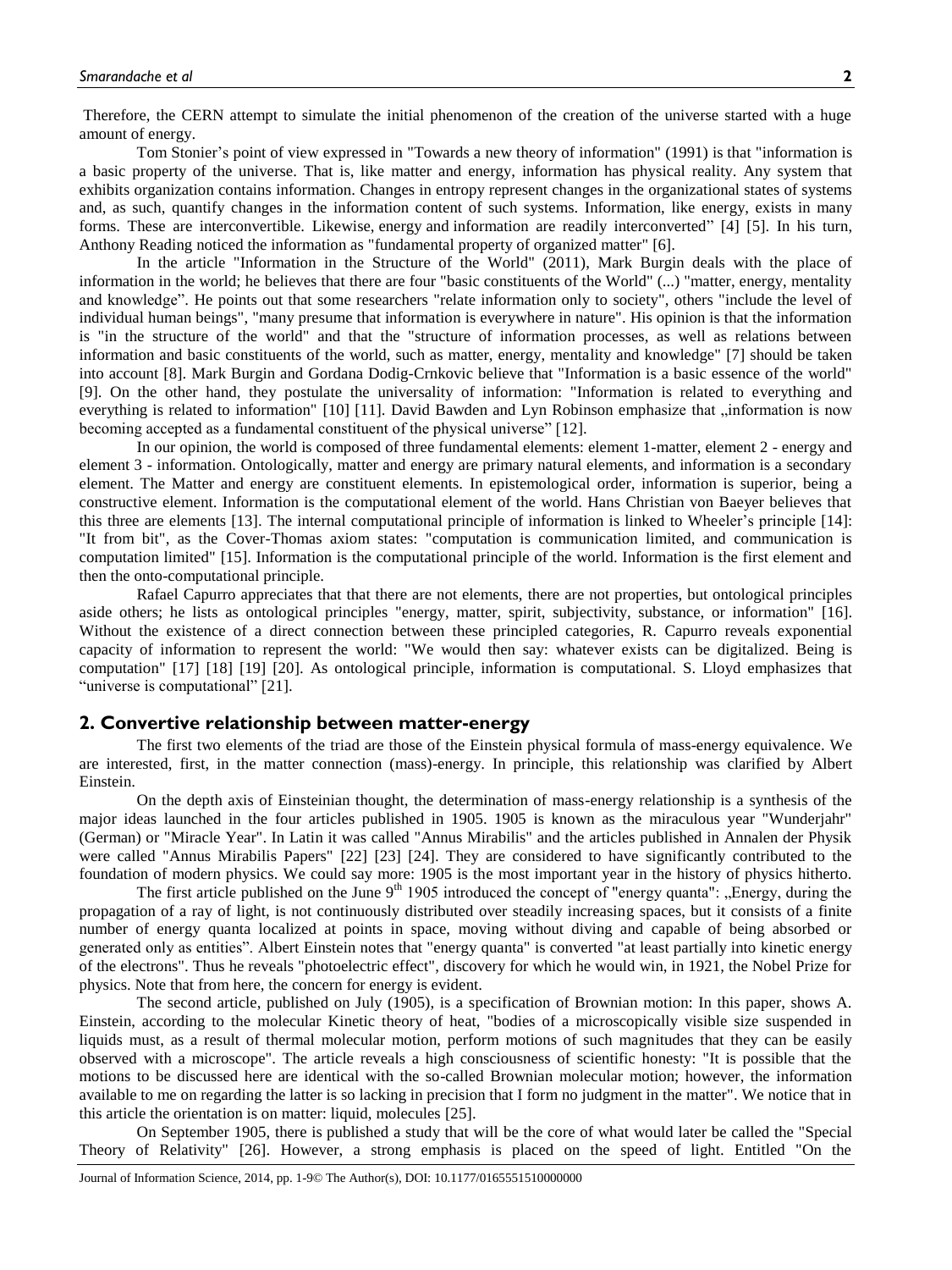Therefore, the CERN attempt to simulate the initial phenomenon of the creation of the universe started with a huge amount of energy.

Tom Stonier's point of view expressed in "Towards a new theory of information" (1991) is that "information is a basic property of the universe. That is, like matter and energy, information has physical reality. Any system that exhibits organization contains information. Changes in entropy represent changes in the organizational states of systems and, as such, quantify changes in the information content of such systems. Information, like energy, exists in many forms. These are interconvertible. Likewise, energy and information are readily interconverted" [4] [5]. In his turn, Anthony Reading noticed the information as "fundamental property of organized matter" [6].

In the article "Information in the Structure of the World" (2011), Mark Burgin deals with the place of information in the world; he believes that there are four "basic constituents of the World" (...) "matter, energy, mentality and knowledge". He points out that some researchers "relate information only to society", others "include the level of individual human beings", "many presume that information is everywhere in nature". His opinion is that the information is "in the structure of the world" and that the "structure of information processes, as well as relations between information and basic constituents of the world, such as matter, energy, mentality and knowledge" [7] should be taken into account [8]. Mark Burgin and Gordana Dodig-Crnkovic believe that "Information is a basic essence of the world" [9]. On the other hand, they postulate the universality of information: "Information is related to everything and everything is related to information" [10] [11]. David Bawden and Lyn Robinson emphasize that „information is now becoming accepted as a fundamental constituent of the physical universe" [12].

In our opinion, the world is composed of three fundamental elements: element 1-matter, element 2 - energy and element 3 - information. Ontologically, matter and energy are primary natural elements, and information is a secondary element. The Matter and energy are constituent elements. In epistemological order, information is superior, being a constructive element. Information is the computational element of the world. Hans Christian von Baeyer believes that this three are elements [13]. The internal computational principle of information is linked to Wheeler's principle [14]: "It from bit", as the Cover-Thomas axiom states: "computation is communication limited, and communication is computation limited" [15]. Information is the computational principle of the world. Information is the first element and then the onto-computational principle.

Rafael Capurro appreciates that that there are not elements, there are not properties, but ontological principles aside others; he lists as ontological principles "energy, matter, spirit, subjectivity, substance, or information" [16]. Without the existence of a direct connection between these principled categories, R. Capurro reveals exponential capacity of information to represent the world: "We would then say: whatever exists can be digitalized. Being is computation" [17] [18] [19] [20]. As ontological principle, information is computational. S. Lloyd emphasizes that "universe is computational" [21].

## 2. Convertive relationship between matter-energy

The first two elements of the triad are those of the Einstein physical formula of mass-energy equivalence. We are interested, first, in the matter connection (mass)-energy. In principle, this relationship was clarified by Albert Einstein.

On the depth axis of Einsteinian thought, the determination of mass-energy relationship is a synthesis of the major ideas launched in the four articles published in 1905. 1905 is known as the miraculous year "Wunderjahr" (German) or "Miracle Year". In Latin it was called "Annus Mirabilis" and the articles published in Annalen der Physik were called "Annus Mirabilis Papers" [22] [23] [24]. They are considered to have significantly contributed to the foundation of modern physics. We could say more: 1905 is the most important year in the history of physics hitherto.

The first article published on the June 9th 1905 introduced the concept of "energy quanta": „Energy, during the propagation of a ray of light, is not continuously distributed over steadily increasing spaces, but it consists of a finite number of energy quanta localized at points in space, moving without diving and capable of being absorbed or generated only as entities". Albert Einstein notes that "energy quanta" is converted "at least partially into kinetic energy of the electrons". Thus he reveals "photoelectric effect", discovery for which he would win, in 1921, the Nobel Prize for physics. Note that from here, the concern for energy is evident.

The second article, published on July (1905), is a specification of Brownian motion: In this paper, shows A. Einstein, according to the molecular Kinetic theory of heat, "bodies of a microscopically visible size suspended in liquids must, as a result of thermal molecular motion, perform motions of such magnitudes that they can be easily observed with a microscope". The article reveals a high consciousness of scientific honesty: "It is possible that the motions to be discussed here are identical with the so-called Brownian molecular motion; however, the information available to me on regarding the latter is so lacking in precision that I form no judgment in the matter". We notice that in this article the orientation is on matter: liquid, molecules [25].

On September 1905, there is published a study that will be the core of what would later be called the "Special Theory of Relativity" [26]. However, a strong emphasis is placed on the speed of light. Entitled "On the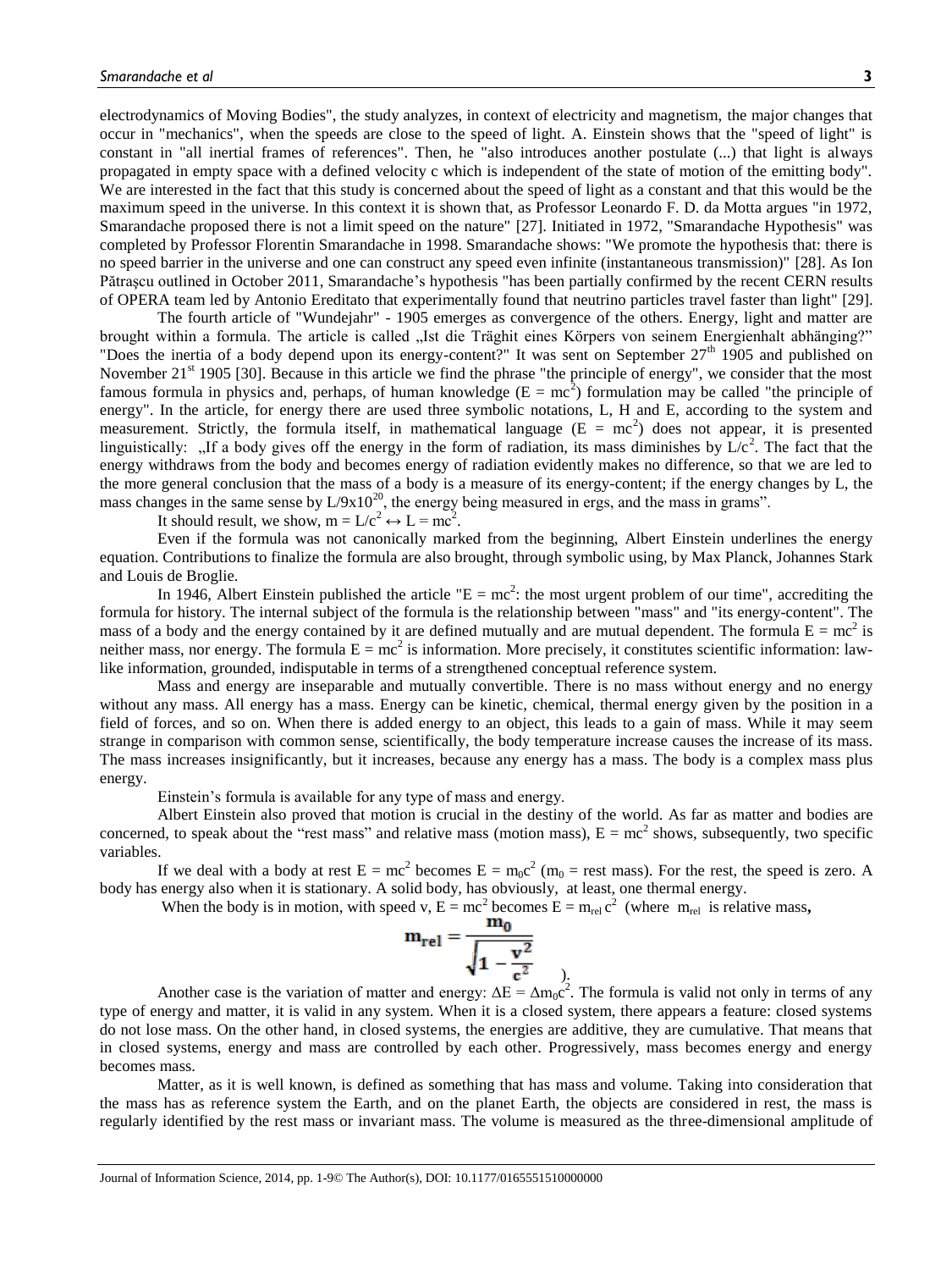electrodynamics of Moving Bodies", the study analyzes, in context of electricity and magnetism, the major changes that occur in "mechanics", when the speeds are close to the speed of light. A. Einstein shows that the "speed of light" is constant in "all inertial frames of references". Then, he "also introduces another postulate (...) that light is always propagated in empty space with a defined velocity c which is independent of the state of motion of the emitting body". We are interested in the fact that this study is concerned about the speed of light as a constant and that this would be the maximum speed in the universe. In this context it is shown that, as Professor Leonardo F. D. da Motta argues "in 1972, Smarandache proposed there is not a limit speed on the nature" [27]. Initiated in 1972, "Smarandache Hypothesis" was completed by Professor Florentin Smarandache in 1998. Smarandache shows: "We promote the hypothesis that: there is no speed barrier in the universe and one can construct any speed even infinite (instantaneous transmission)" [28]. As Ion Pătraşcu outlined in October 2011, Smarandache's hypothesis "has been partially confirmed by the recent CERN results of OPERA team led by Antonio Ereditato that experimentally found that neutrino particles travel faster than light" [29].

The fourth article of "Wundejahr" - 1905 emerges as convergence of the others. Energy, light and matter are brought within a formula. The article is called „Ist die Trägheit eines Körpers von seinem Energienhalt abhänging?" "Does the inertia of a body depend upon its energy-content?" It was sent on September 27th 1905 and published on November 21st 1905 [30]. Because in this article we find the phrase "the principle of energy", we consider that the most famous formula in physics and, perhaps, of human knowledge ($E = mc^2$) formulation may be called "the principle of energy". In the article, for energy there are used three symbolic notations, L, H and E, according to the system and measurement. Strictly, the formula itself, in mathematical language ($E = mc^2$) does not appear, it is presented linguistically: „If a body gives off the energy in the form of radiation, its mass diminishes by $L/c^2$. The fact that the energy withdraws from the body and becomes energy of radiation evidently makes no difference, so that we are led to the more general conclusion that the mass of a body is a measure of its energy-content; if the energy changes by L, the mass changes in the same sense by $L/9x10^{20}$, the energy being measured in ergs, and the mass in grams".

It should result, we show, $m = L/c^2 \leftrightarrow L = mc^2$.

Even if the formula was not canonically marked from the beginning, Albert Einstein underlines the energy equation. Contributions to finalize the formula are also brought, through symbolic using, by Max Planck, Johannes Stark and Louis de Broglie.

In 1946, Albert Einstein published the article "$E = mc^2$: the most urgent problem of our time", accrediting the formula for history. The internal subject of the formula is the relationship between "mass" and "its energy-content". The mass of a body and the energy contained by it are defined mutually and are mutual dependent. The formula $E = mc^2$ is neither mass, nor energy. The formula $E = mc^2$ is information. More precisely, it constitutes scientific information: law-like information, grounded, indisputable in terms of a strengthened conceptual reference system.

Mass and energy are inseparable and mutually convertible. There is no mass without energy and no energy without any mass. All energy has a mass. Energy can be kinetic, chemical, thermal energy given by the position in a field of forces, and so on. When there is added energy to an object, this leads to a gain of mass. While it may seem strange in comparison with common sense, scientifically, the body temperature increase causes the increase of its mass. The mass increases insignificantly, but it increases, because any energy has a mass. The body is a complex mass plus energy.

Einstein's formula is available for any type of mass and energy.

Albert Einstein also proved that motion is crucial in the destiny of the world. As far as matter and bodies are concerned, to speak about the "rest mass" and relative mass (motion mass), $E = mc^2$ shows, subsequently, two specific variables.

If we deal with a body at rest $E = mc^2$ becomes $E = m_0c^2$ ($m_0$ = rest mass). For the rest, the speed is zero. A body has energy also when it is stationary. A solid body, has obviously, at least, one thermal energy.

When the body is in motion, with speed v, $E = mc^2$ becomes $E = m_{rel} c^2$ (where $m_{rel}$ is relative mass,

$$m_{rel} = \frac{m_0}{\sqrt{1 - \frac{v^2}{c^2}}}$$

).

Another case is the variation of matter and energy: $\Delta E = \Delta m_0c^2$. The formula is valid not only in terms of any type of energy and matter, it is valid in any system. When it is a closed system, there appears a feature: closed systems do not lose mass. On the other hand, in closed systems, the energies are additive, they are cumulative. That means that in closed systems, energy and mass are controlled by each other. Progressively, mass becomes energy and energy becomes mass.

Matter, as it is well known, is defined as something that has mass and volume. Taking into consideration that the mass has as reference system the Earth, and on the planet Earth, the objects are considered in rest, the mass is regularly identified by the rest mass or invariant mass. The volume is measured as the three-dimensional amplitude of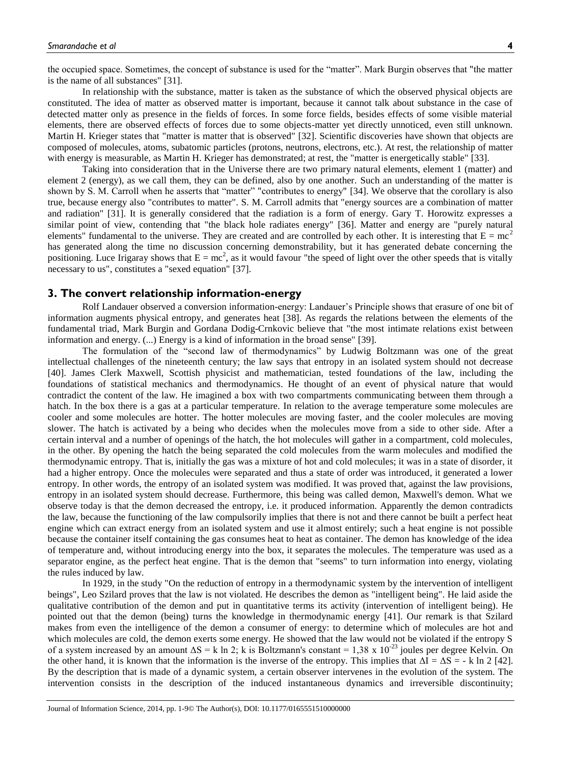the occupied space. Sometimes, the concept of substance is used for the "matter". Mark Burgin observes that "the matter is the name of all substances" [31].

In relationship with the substance, matter is taken as the substance of which the observed physical objects are constituted. The idea of matter as observed matter is important, because it cannot talk about substance in the case of detected matter only as presence in the fields of forces. In some force fields, besides effects of some visible material elements, there are observed effects of forces due to some objects-matter yet directly unnoticed, even still unknown. Martin H. Krieger states that "matter is matter that is observed" [32]. Scientific discoveries have shown that objects are composed of molecules, atoms, subatomic particles (protons, neutrons, electrons, etc.). At rest, the relationship of matter with energy is measurable, as Martin H. Krieger has demonstrated; at rest, the "matter is energetically stable" [33].

Taking into consideration that in the Universe there are two primary natural elements, element 1 (matter) and element 2 (energy), as we call them, they can be defined, also by one another. Such an understanding of the matter is shown by S. M. Carroll when he asserts that "matter" "contributes to energy" [34]. We observe that the corollary is also true, because energy also "contributes to matter". S. M. Carroll admits that "energy sources are a combination of matter and radiation" [31]. It is generally considered that the radiation is a form of energy. Gary T. Horowitz expresses a similar point of view, contending that "the black hole radiates energy" [36]. Matter and energy are "purely natural elements" fundamental to the universe. They are created and are controlled by each other. It is interesting that $E = mc^2$ has generated along the time no discussion concerning demonstrability, but it has generated debate concerning the positioning. Luce Irigaray shows that $E = mc^2$, as it would favour "the speed of light over the other speeds that is vitally necessary to us", constitutes a "sexed equation" [37].

## 3. The convert relationship information-energy

Rolf Landauer observed a conversion information-energy: Landauer's Principle shows that erasure of one bit of information augments physical entropy, and generates heat [38]. As regards the relations between the elements of the fundamental triad, Mark Burgin and Gordana Dodig-Crnkovic believe that "the most intimate relations exist between information and energy. (...) Energy is a kind of information in the broad sense" [39].

The formulation of the "second law of thermodynamics" by Ludwig Boltzmann was one of the great intellectual challenges of the nineteenth century; the law says that entropy in an isolated system should not decrease [40]. James Clerk Maxwell, Scottish physicist and mathematician, tested foundations of the law, including the foundations of statistical mechanics and thermodynamics. He thought of an event of physical nature that would contradict the content of the law. He imagined a box with two compartments communicating between them through a hatch. In the box there is a gas at a particular temperature. In relation to the average temperature some molecules are cooler and some molecules are hotter. The hotter molecules are moving faster, and the cooler molecules are moving slower. The hatch is activated by a being who decides when the molecules move from a side to other side. After a certain interval and a number of openings of the hatch, the hot molecules will gather in a compartment, cold molecules, in the other. By opening the hatch the being separated the cold molecules from the warm molecules and modified the thermodynamic entropy. That is, initially the gas was a mixture of hot and cold molecules; it was in a state of disorder, it had a higher entropy. Once the molecules were separated and thus a state of order was introduced, it generated a lower entropy. In other words, the entropy of an isolated system was modified. It was proved that, against the law provisions, entropy in an isolated system should decrease. Furthermore, this being was called demon, Maxwell's demon. What we observe today is that the demon decreased the entropy, i.e. it produced information. Apparently the demon contradicts the law, because the functioning of the law compulsorily implies that there is not and there cannot be built a perfect heat engine which can extract energy from an isolated system and use it almost entirely; such a heat engine is not possible because the container itself containing the gas consumes heat to heat as container. The demon has knowledge of the idea of temperature and, without introducing energy into the box, it separates the molecules. The temperature was used as a separator engine, as the perfect heat engine. That is the demon that "seems" to turn information into energy, violating the rules induced by law.

In 1929, in the study "On the reduction of entropy in a thermodynamic system by the intervention of intelligent beings", Leo Szilard proves that the law is not violated. He describes the demon as "intelligent being". He laid aside the qualitative contribution of the demon and put in quantitative terms its activity (intervention of intelligent being). He pointed out that the demon (being) turns the knowledge in thermodynamic energy [41]. Our remark is that Szilard makes from even the intelligence of the demon a consumer of energy: to determine which of molecules are hot and which molecules are cold, the demon exerts some energy. He showed that the law would not be violated if the entropy S of a system increased by an amount $\Delta S = k \ln 2$; k is Boltzmann's constant = $1{,}38 \times 10^{-23}$ joules per degree Kelvin. On the other hand, it is known that the information is the inverse of the entropy. This implies that $\Delta I = \Delta S = - k \ln 2$ [42]. By the description that is made of a dynamic system, a certain observer intervenes in the evolution of the system. The intervention consists in the description of the induced instantaneous dynamics and irreversible discontinuity;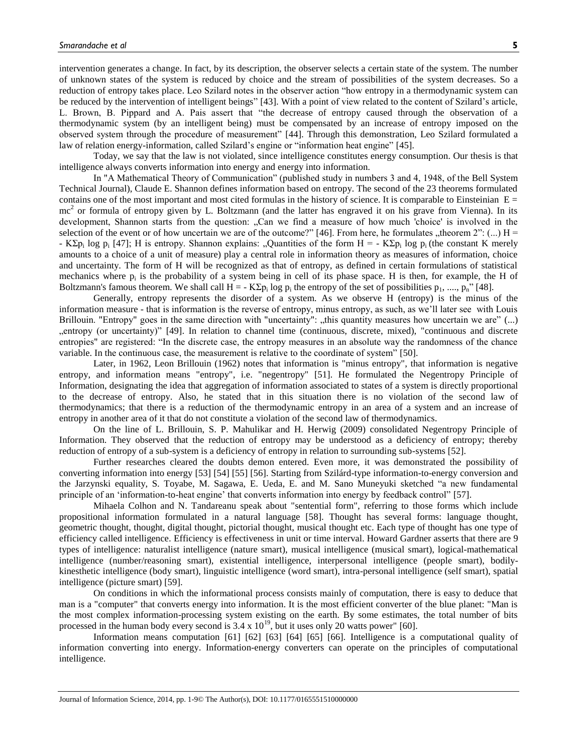intervention generates a change. In fact, by its description, the observer selects a certain state of the system. The number of unknown states of the system is reduced by choice and the stream of possibilities of the system decreases. So a reduction of entropy takes place. Leo Szilard notes in the observer action "how entropy in a thermodynamic system can be reduced by the intervention of intelligent beings" [43]. With a point of view related to the content of Szilard's article, L. Brown, B. Pippard and A. Pais assert that "the decrease of entropy caused through the observation of a thermodynamic system (by an intelligent being) must be compensated by an increase of entropy imposed on the observed system through the procedure of measurement" [44]. Through this demonstration, Leo Szilard formulated a law of relation energy-information, called Szilard's engine or "information heat engine" [45].

Today, we say that the law is not violated, since intelligence constitutes energy consumption. Our thesis is that intelligence always converts information into energy and energy into information.

In "A Mathematical Theory of Communication" (published study in numbers 3 and 4, 1948, of the Bell System Technical Journal), Claude E. Shannon defines information based on entropy. The second of the 23 theorems formulated contains one of the most important and most cited formulas in the history of science. It is comparable to Einsteinian $E = mc^2$ or formula of entropy given by L. Boltzmann (and the latter has engraved it on his grave from Vienna). In its development, Shannon starts from the question: „Can we find a measure of how much 'choice' is involved in the selection of the event or of how uncertain we are of the outcome?" [46]. From here, he formulates „theorem 2": (...) $H = -K\Sigma p_i \log p_i$ [47]; H is entropy. Shannon explains: „Quantities of the form $H = -K\Sigma p_i \log p_i$ (the constant K merely amounts to a choice of a unit of measure) play a central role in information theory as measures of information, choice and uncertainty. The form of H will be recognized as that of entropy, as defined in certain formulations of statistical mechanics where $p_i$ is the probability of a system being in cell of its phase space. H is then, for example, the H of Boltzmann's famous theorem. We shall call $H = -K\Sigma p_i \log p_i$ the entropy of the set of possibilities $p_1, ...., p_n$" [48].

Generally, entropy represents the disorder of a system. As we observe H (entropy) is the minus of the information measure - that is information is the reverse of entropy, minus entropy, as such, as we'll later see with Louis Brillouin. "Entropy" goes in the same direction with "uncertainty": „this quantity measures how uncertain we are" (...) „entropy (or uncertainty)" [49]. In relation to channel time (continuous, discrete, mixed), "continuous and discrete entropies" are registered: "In the discrete case, the entropy measures in an absolute way the randomness of the chance variable. In the continuous case, the measurement is relative to the coordinate of system" [50].

Later, in 1962, Leon Brillouin (1962) notes that information is "minus entropy", that information is negative entropy, and information means "entropy", i.e. "negentropy" [51]. He formulated the Negentropy Principle of Information, designating the idea that aggregation of information associated to states of a system is directly proportional to the decrease of entropy. Also, he stated that in this situation there is no violation of the second law of thermodynamics; that there is a reduction of the thermodynamic entropy in an area of a system and an increase of entropy in another area of it that do not constitute a violation of the second law of thermodynamics.

On the line of L. Brillouin, S. P. Mahulikar and H. Herwig (2009) consolidated Negentropy Principle of Information. They observed that the reduction of entropy may be understood as a deficiency of entropy; thereby reduction of entropy of a sub-system is a deficiency of entropy in relation to surrounding sub-systems [52].

Further researches cleared the doubts demon entered. Even more, it was demonstrated the possibility of converting information into energy [53] [54] [55] [56]. Starting from Szilárd-type information-to-energy conversion and the Jarzynski equality, S. Toyabe, M. Sagawa, E. Ueda, E. and M. Sano Muneyuki sketched "a new fundamental principle of an 'information-to-heat engine' that converts information into energy by feedback control" [57].

Mihaela Colhon and N. Tandareanu speak about "sentential form", referring to those forms which include propositional information formulated in a natural language [58]. Thought has several forms: language thought, geometric thought, thought, digital thought, pictorial thought, musical thought etc. Each type of thought has one type of efficiency called intelligence. Efficiency is effectiveness in unit or time interval. Howard Gardner asserts that there are 9 types of intelligence: naturalist intelligence (nature smart), musical intelligence (musical smart), logical-mathematical intelligence (number/reasoning smart), existential intelligence, interpersonal intelligence (people smart), bodily-kinesthetic intelligence (body smart), linguistic intelligence (word smart), intra-personal intelligence (self smart), spatial intelligence (picture smart) [59].

On conditions in which the informational process consists mainly of computation, there is easy to deduce that man is a "computer" that converts energy into information. It is the most efficient converter of the blue planet: "Man is the most complex information-processing system existing on the earth. By some estimates, the total number of bits processed in the human body every second is $3.4 \times 10^{19}$, but it uses only 20 watts power" [60].

Information means computation [61] [62] [63] [64] [65] [66]. Intelligence is a computational quality of information converting into energy. Information-energy converters can operate on the principles of computational intelligence.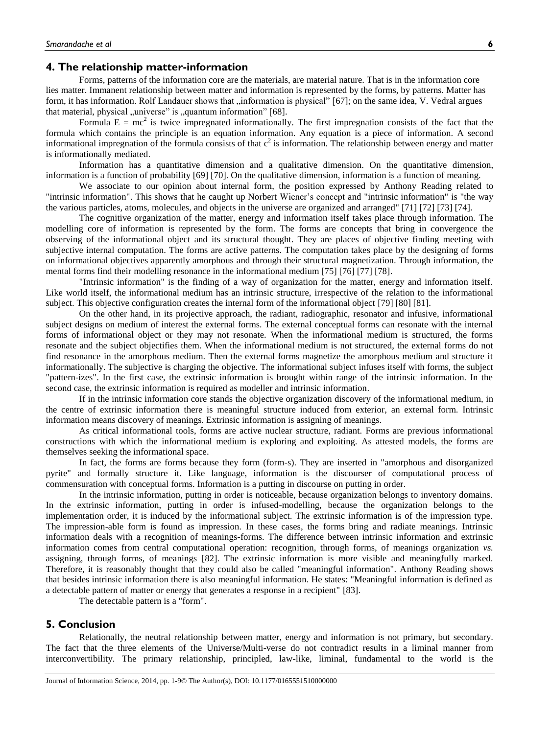## 4. The relationship matter-information

Forms, patterns of the information core are the materials, are material nature. That is in the information core lies matter. Immanent relationship between matter and information is represented by the forms, by patterns. Matter has form, it has information. Rolf Landauer shows that „information is physical" [67]; on the same idea, V. Vedral argues that material, physical „universe" is „quantum information" [68].

Formula $E = mc^2$ is twice impregnated informationally. The first impregnation consists of the fact that the formula which contains the principle is an equation information. Any equation is a piece of information. A second informational impregnation of the formula consists of that $c^2$ is information. The relationship between energy and matter is informationally mediated.

Information has a quantitative dimension and a qualitative dimension. On the quantitative dimension, information is a function of probability [69] [70]. On the qualitative dimension, information is a function of meaning.

We associate to our opinion about internal form, the position expressed by Anthony Reading related to "intrinsic information". This shows that he caught up Norbert Wiener's concept and "intrinsic information" is "the way the various particles, atoms, molecules, and objects in the universe are organized and arranged" [71] [72] [73] [74].

The cognitive organization of the matter, energy and information itself takes place through information. The modelling core of information is represented by the form. The forms are concepts that bring in convergence the observing of the informational object and its structural thought. They are places of objective finding meeting with subjective internal computation. The forms are active patterns. The computation takes place by the designing of forms on informational objectives apparently amorphous and through their structural magnetization. Through information, the mental forms find their modelling resonance in the informational medium [75] [76] [77] [78].

"Intrinsic information" is the finding of a way of organization for the matter, energy and information itself. Like world itself, the informational medium has an intrinsic structure, irrespective of the relation to the informational subject. This objective configuration creates the internal form of the informational object [79] [80] [81].

On the other hand, in its projective approach, the radiant, radiographic, resonator and infusive, informational subject designs on medium of interest the external forms. The external conceptual forms can resonate with the internal forms of informational object or they may not resonate. When the informational medium is structured, the forms resonate and the subject objectifies them. When the informational medium is not structured, the external forms do not find resonance in the amorphous medium. Then the external forms magnetize the amorphous medium and structure it informationally. The subjective is charging the objective. The informational subject infuses itself with forms, the subject "pattern-izes". In the first case, the extrinsic information is brought within range of the intrinsic information. In the second case, the extrinsic information is required as modeller and intrinsic information.

If in the intrinsic information core stands the objective organization discovery of the informational medium, in the centre of extrinsic information there is meaningful structure induced from exterior, an external form. Intrinsic information means discovery of meanings. Extrinsic information is assigning of meanings.

As critical informational tools, forms are active nuclear structure, radiant. Forms are previous informational constructions with which the informational medium is exploring and exploiting. As attested models, the forms are themselves seeking the informational space.

In fact, the forms are forms because they form (form-s). They are inserted in "amorphous and disorganized pyrite" and formally structure it. Like language, information is the discourser of computational process of commensuration with conceptual forms. Information is a putting in discourse on putting in order.

In the intrinsic information, putting in order is noticeable, because organization belongs to inventory domains. In the extrinsic information, putting in order is infused-modelling, because the organization belongs to the implementation order, it is induced by the informational subject. The extrinsic information is of the impression type. The impression-able form is found as impression. In these cases, the forms bring and radiate meanings. Intrinsic information deals with a recognition of meanings-forms. The difference between intrinsic information and extrinsic information comes from central computational operation: recognition, through forms, of meanings organization *vs.* assigning, through forms, of meanings [82]. The extrinsic information is more visible and meaningfully marked. Therefore, it is reasonably thought that they could also be called "meaningful information". Anthony Reading shows that besides intrinsic information there is also meaningful information. He states: "Meaningful information is defined as a detectable pattern of matter or energy that generates a response in a recipient" [83].

The detectable pattern is a "form".

## 5. Conclusion

Relationally, the neutral relationship between matter, energy and information is not primary, but secondary. The fact that the three elements of the Universe/Multi-verse do not contradict results in a liminal manner from interconvertibility. The primary relationship, principled, law-like, liminal, fundamental to the world is the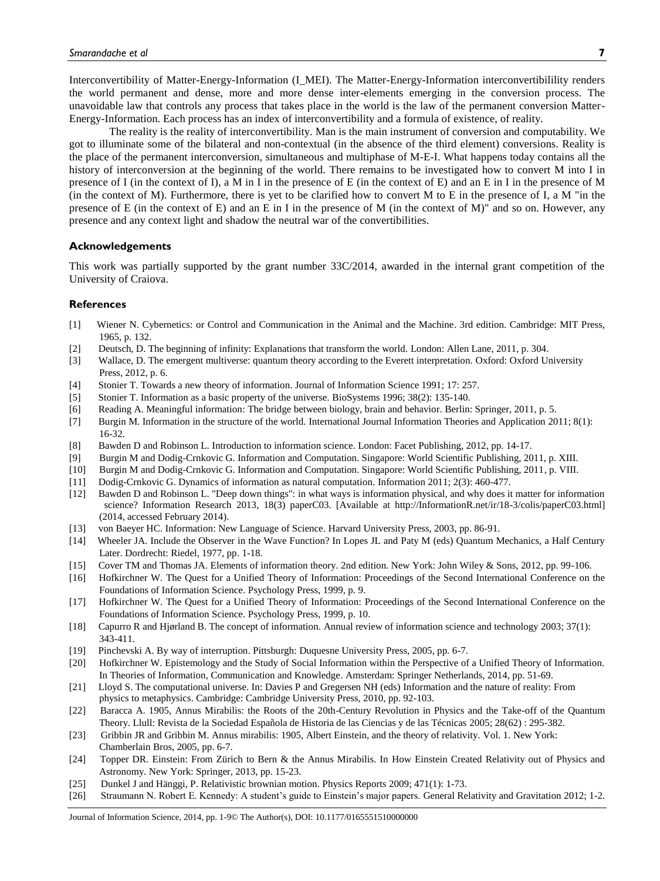Interconvertibility of Matter-Energy-Information (I_MEI). The Matter-Energy-Information interconvertibilility renders the world permanent and dense, more and more dense inter-elements emerging in the conversion process. The unavoidable law that controls any process that takes place in the world is the law of the permanent conversion Matter-Energy-Information. Each process has an index of interconvertibility and a formula of existence, of reality.

The reality is the reality of interconvertibility. Man is the main instrument of conversion and computability. We got to illuminate some of the bilateral and non-contextual (in the absence of the third element) conversions. Reality is the place of the permanent interconversion, simultaneous and multiphase of M-E-I. What happens today contains all the history of interconversion at the beginning of the world. There remains to be investigated how to convert M into I in presence of I (in the context of I), a M in I in the presence of E (in the context of E) and an E in I in the presence of M (in the context of M). Furthermore, there is yet to be clarified how to convert M to E in the presence of I, a M "in the presence of E (in the context of E) and an E in I in the presence of M (in the context of M)" and so on. However, any presence and any context light and shadow the neutral war of the convertibilities.

## Acknowledgements

This work was partially supported by the grant number 33C/2014, awarded in the internal grant competition of the University of Craiova.

## References

[1] Wiener N. Cybernetics: or Control and Communication in the Animal and the Machine. 3rd edition. Cambridge: MIT Press, 1965, p. 132.

[2] Deutsch, D. The beginning of infinity: Explanations that transform the world. London: Allen Lane, 2011, p. 304.

[3] Wallace, D. The emergent multiverse: quantum theory according to the Everett interpretation. Oxford: Oxford University Press, 2012, p. 6.

[4] Stonier T. Towards a new theory of information. Journal of Information Science 1991; 17: 257.

[5] Stonier T. Information as a basic property of the universe. BioSystems 1996; 38(2): 135-140.

[6] Reading A. Meaningful information: The bridge between biology, brain and behavior. Berlin: Springer, 2011, p. 5.

[7] Burgin M. Information in the structure of the world. International Journal Information Theories and Application 2011; 8(1): 16-32.

[8] Bawden D and Robinson L. Introduction to information science. London: Facet Publishing, 2012, pp. 14-17.

[9] Burgin M and Dodig-Crnkovic G. Information and Computation. Singapore: World Scientific Publishing, 2011, p. XIII.

[10] Burgin M and Dodig-Crnkovic G. Information and Computation. Singapore: World Scientific Publishing, 2011, p. VIII.

[11] Dodig-Crnkovic G. Dynamics of information as natural computation. Information 2011; 2(3): 460-477.

[12] Bawden D and Robinson L. "Deep down things": in what ways is information physical, and why does it matter for information science? Information Research 2013, 18(3) paperC03. [Available at http://InformationR.net/ir/18-3/colis/paperC03.html] (2014, accessed February 2014).

[13] von Baeyer HC. Information: New Language of Science. Harvard University Press, 2003, pp. 86-91.

[14] Wheeler JA. Include the Observer in the Wave Function? In Lopes JL and Paty M (eds) Quantum Mechanics, a Half Century Later. Dordrecht: Riedel, 1977, pp. 1-18.

[15] Cover TM and Thomas JA. Elements of information theory. 2nd edition. New York: John Wiley & Sons, 2012, pp. 99-106.

[16] Hofkirchner W. The Quest for a Unified Theory of Information: Proceedings of the Second International Conference on the Foundations of Information Science. Psychology Press, 1999, p. 9.

[17] Hofkirchner W. The Quest for a Unified Theory of Information: Proceedings of the Second International Conference on the Foundations of Information Science. Psychology Press, 1999, p. 10.

[18] Capurro R and Hjørland B. The concept of information. Annual review of information science and technology 2003; 37(1): 343-411.

[19] Pinchevski A. By way of interruption. Pittsburgh: Duquesne University Press, 2005, pp. 6-7.

[20] Hofkirchner W. Epistemology and the Study of Social Information within the Perspective of a Unified Theory of Information. In Theories of Information, Communication and Knowledge. Amsterdam: Springer Netherlands, 2014, pp. 51-69.

[21] Lloyd S. The computational universe. In: Davies P and Gregersen NH (eds) Information and the nature of reality: From physics to metaphysics. Cambridge: Cambridge University Press, 2010, pp. 92-103.

[22] Baracca A. 1905, Annus Mirabilis: the Roots of the 20th-Century Revolution in Physics and the Take-off of the Quantum Theory. Llull: Revista de la Sociedad Española de Historia de las Ciencias y de las Técnicas 2005; 28(62) : 295-382.

[23] Gribbin JR and Gribbin M. Annus mirabilis: 1905, Albert Einstein, and the theory of relativity. Vol. 1. New York: Chamberlain Bros, 2005, pp. 6-7.

[24] Topper DR. Einstein: From Zürich to Bern & the Annus Mirabilis. In How Einstein Created Relativity out of Physics and Astronomy. New York: Springer, 2013, pp. 15-23.

[25] Dunkel J and Hänggi, P. Relativistic brownian motion. Physics Reports 2009; 471(1): 1-73.

[26] Straumann N. Robert E. Kennedy: A student's guide to Einstein's major papers. General Relativity and Gravitation 2012; 1-2.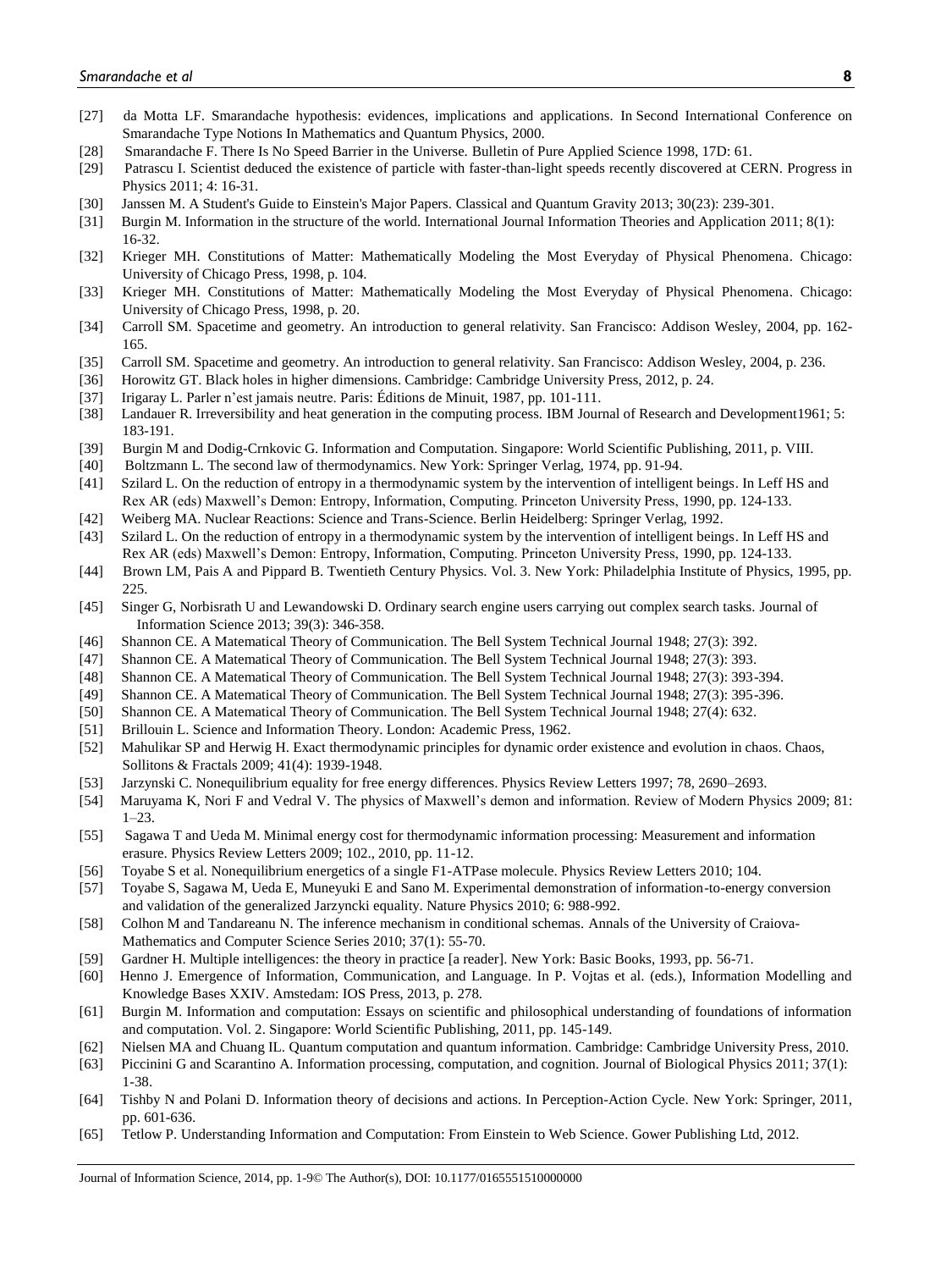[27] da Motta LF. Smarandache hypothesis: evidences, implications and applications. In Second International Conference on Smarandache Type Notions In Mathematics and Quantum Physics, 2000.

[28] Smarandache F. There Is No Speed Barrier in the Universe. Bulletin of Pure Applied Science 1998, 17D: 61.

[29] Patrascu I. Scientist deduced the existence of particle with faster-than-light speeds recently discovered at CERN. Progress in Physics 2011; 4: 16-31.

[30] Janssen M. A Student's Guide to Einstein's Major Papers. Classical and Quantum Gravity 2013; 30(23): 239-301.

[31] Burgin M. Information in the structure of the world. International Journal Information Theories and Application 2011; 8(1): 16-32.

[32] Krieger MH. Constitutions of Matter: Mathematically Modeling the Most Everyday of Physical Phenomena. Chicago: University of Chicago Press, 1998, p. 104.

[33] Krieger MH. Constitutions of Matter: Mathematically Modeling the Most Everyday of Physical Phenomena. Chicago: University of Chicago Press, 1998, p. 20.

[34] Carroll SM. Spacetime and geometry. An introduction to general relativity. San Francisco: Addison Wesley, 2004, pp. 162-165.

[35] Carroll SM. Spacetime and geometry. An introduction to general relativity. San Francisco: Addison Wesley, 2004, p. 236.

[36] Horowitz GT. Black holes in higher dimensions. Cambridge: Cambridge University Press, 2012, p. 24.

[37] Irigaray L. Parler n'est jamais neutre. Paris: Éditions de Minuit, 1987, pp. 101-111.

[38] Landauer R. Irreversibility and heat generation in the computing process. IBM Journal of Research and Development1961; 5: 183-191.

[39] Burgin M and Dodig-Crnkovic G. Information and Computation. Singapore: World Scientific Publishing, 2011, p. VIII.

[40] Boltzmann L. The second law of thermodynamics. New York: Springer Verlag, 1974, pp. 91-94.

[41] Szilard L. On the reduction of entropy in a thermodynamic system by the intervention of intelligent beings. In Leff HS and Rex AR (eds) Maxwell's Demon: Entropy, Information, Computing. Princeton University Press, 1990, pp. 124-133.

[42] Weiberg MA. Nuclear Reactions: Science and Trans-Science. Berlin Heidelberg: Springer Verlag, 1992.

[43] Szilard L. On the reduction of entropy in a thermodynamic system by the intervention of intelligent beings. In Leff HS and Rex AR (eds) Maxwell's Demon: Entropy, Information, Computing. Princeton University Press, 1990, pp. 124-133.

[44] Brown LM, Pais A and Pippard B. Twentieth Century Physics. Vol. 3. New York: Philadelphia Institute of Physics, 1995, pp. 225.

[45] Singer G, Norbisrath U and Lewandowski D. Ordinary search engine users carrying out complex search tasks. Journal of Information Science 2013; 39(3): 346-358.

[46] Shannon CE. A Matematical Theory of Communication. The Bell System Technical Journal 1948; 27(3): 392.

[47] Shannon CE. A Matematical Theory of Communication. The Bell System Technical Journal 1948; 27(3): 393.

[48] Shannon CE. A Matematical Theory of Communication. The Bell System Technical Journal 1948; 27(3): 393-394.

[49] Shannon CE. A Matematical Theory of Communication. The Bell System Technical Journal 1948; 27(3): 395-396.

[50] Shannon CE. A Matematical Theory of Communication. The Bell System Technical Journal 1948; 27(4): 632.

[51] Brillouin L. Science and Information Theory. London: Academic Press, 1962.

[52] Mahulikar SP and Herwig H. Exact thermodynamic principles for dynamic order existence and evolution in chaos. Chaos, Sollitons & Fractals 2009; 41(4): 1939-1948.

[53] Jarzynski C. Nonequilibrium equality for free energy differences. Physics Review Letters 1997; 78, 2690–2693.

[54] Maruyama K, Nori F and Vedral V. The physics of Maxwell's demon and information. Review of Modern Physics 2009; 81: 1–23.

[55] Sagawa T and Ueda M. Minimal energy cost for thermodynamic information processing: Measurement and information erasure. Physics Review Letters 2009; 102., 2010, pp. 11-12.

[56] Toyabe S et al. Nonequilibrium energetics of a single F1-ATPase molecule. Physics Review Letters 2010; 104.

[57] Toyabe S, Sagawa M, Ueda E, Muneyuki E and Sano M. Experimental demonstration of information-to-energy conversion and validation of the generalized Jarzyncki equality. Nature Physics 2010; 6: 988-992.

[58] Colhon M and Tandareanu N. The inference mechanism in conditional schemas. Annals of the University of Craiova-Mathematics and Computer Science Series 2010; 37(1): 55-70.

[59] Gardner H. Multiple intelligences: the theory in practice [a reader]. New York: Basic Books, 1993, pp. 56-71.

[60] Henno J. Emergence of Information, Communication, and Language. In P. Vojtas et al. (eds.), Information Modelling and Knowledge Bases XXIV. Amstedam: IOS Press, 2013, p. 278.

[61] Burgin M. Information and computation: Essays on scientific and philosophical understanding of foundations of information and computation. Vol. 2. Singapore: World Scientific Publishing, 2011, pp. 145-149.

[62] Nielsen MA and Chuang IL. Quantum computation and quantum information. Cambridge: Cambridge University Press, 2010.

[63] Piccinini G and Scarantino A. Information processing, computation, and cognition. Journal of Biological Physics 2011; 37(1): 1-38.

[64] Tishby N and Polani D. Information theory of decisions and actions. In Perception-Action Cycle. New York: Springer, 2011, pp. 601-636.

[65] Tetlow P. Understanding Information and Computation: From Einstein to Web Science. Gower Publishing Ltd, 2012.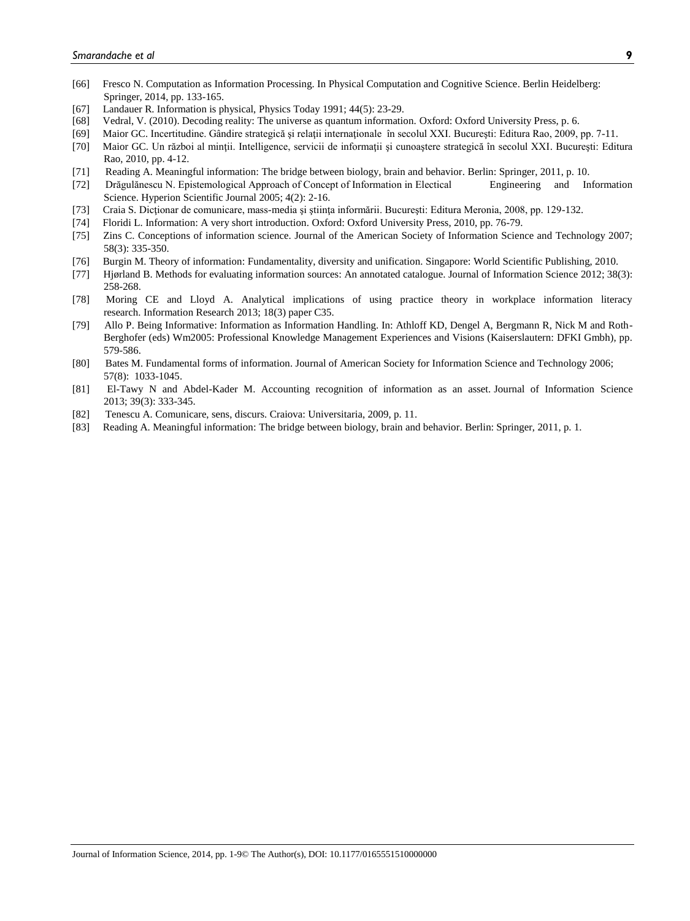[66] Fresco N. Computation as Information Processing. In Physical Computation and Cognitive Science. Berlin Heidelberg: Springer, 2014, pp. 133-165.

[67] Landauer R. Information is physical, Physics Today 1991; 44(5): 23-29.

[68] Vedral, V. (2010). Decoding reality: The universe as quantum information. Oxford: Oxford University Press, p. 6.

[69] Maior GC. Incertitudine. Gândire strategică și relații internaționale în secolul XXI. București: Editura Rao, 2009, pp. 7-11.

[70] Maior GC. Un război al minții. Intelligence, servicii de informații și cunoaștere strategică în secolul XXI. București: Editura Rao, 2010, pp. 4-12.

[71] Reading A. Meaningful information: The bridge between biology, brain and behavior. Berlin: Springer, 2011, p. 10.

[72] Drăgulănescu N. Epistemological Approach of Concept of Information in Electical Engineering and Information Science. Hyperion Scientific Journal 2005; 4(2): 2-16.

[73] Craia S. Dicționar de comunicare, mass-media și știința informării. București: Editura Meronia, 2008, pp. 129-132.

[74] Floridi L. Information: A very short introduction. Oxford: Oxford University Press, 2010, pp. 76-79.

[75] Zins C. Conceptions of information science. Journal of the American Society of Information Science and Technology 2007; 58(3): 335-350.

[76] Burgin M. Theory of information: Fundamentality, diversity and unification. Singapore: World Scientific Publishing, 2010.

[77] Hjørland B. Methods for evaluating information sources: An annotated catalogue. Journal of Information Science 2012; 38(3): 258-268.

[78] Moring CE and Lloyd A. Analytical implications of using practice theory in workplace information literacy research. Information Research 2013; 18(3) paper C35.

[79] Allo P. Being Informative: Information as Information Handling. In: Athloff KD, Dengel A, Bergmann R, Nick M and Roth-Berghofer (eds) Wm2005: Professional Knowledge Management Experiences and Visions (Kaiserslautern: DFKI Gmbh), pp. 579-586.

[80] Bates M. Fundamental forms of information. Journal of American Society for Information Science and Technology 2006; 57(8): 1033-1045.

[81] El-Tawy N and Abdel-Kader M. Accounting recognition of information as an asset. Journal of Information Science 2013; 39(3): 333-345.

[82] Tenescu A. Comunicare, sens, discurs. Craiova: Universitaria, 2009, p. 11.

[83] Reading A. Meaningful information: The bridge between biology, brain and behavior. Berlin: Springer, 2011, p. 1.